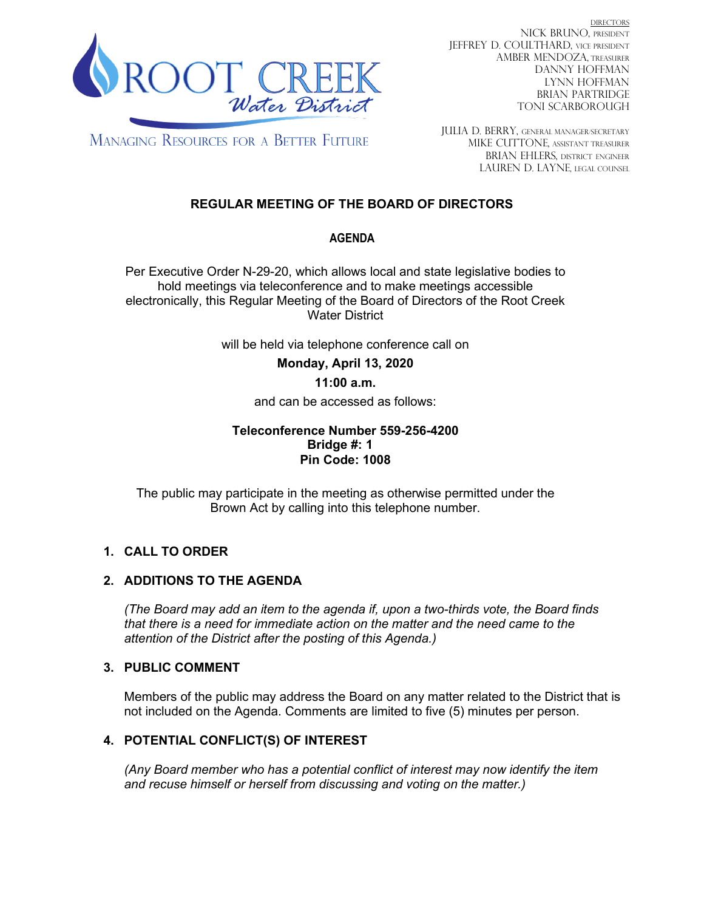ROOT CREEK
Water District

MANAGING RESOURCES FOR A BETTER FUTURE

DIRECTORS
NICK BRUNO, PRESIDENT
JEFFREY D. COULTHARD, VICE PRESIDENT
AMBER MENDOZA, TREASURER
DANNY HOFFMAN
LYNN HOFFMAN
BRIAN PARTRIDGE
TONI SCARBOROUGH

JULIA D. BERRY, GENERAL MANAGER/SECRETARY
MIKE CUTTONE, ASSISTANT TREASURER
BRIAN EHLERS, DISTRICT ENGINEER
LAUREN D. LAYNE, LEGAL COUNSEL

# REGULAR MEETING OF THE BOARD OF DIRECTORS

## AGENDA

Per Executive Order N-29-20, which allows local and state legislative bodies to hold meetings via teleconference and to make meetings accessible electronically, this Regular Meeting of the Board of Directors of the Root Creek Water District

will be held via telephone conference call on

**Monday, April 13, 2020**

**11:00 a.m.**

and can be accessed as follows:

**Teleconference Number 559-256-4200**
**Bridge #: 1**
**Pin Code: 1008**

The public may participate in the meeting as otherwise permitted under the Brown Act by calling into this telephone number.

1. **CALL TO ORDER**

2. **ADDITIONS TO THE AGENDA**

   *(The Board may add an item to the agenda if, upon a two-thirds vote, the Board finds that there is a need for immediate action on the matter and the need came to the attention of the District after the posting of this Agenda.)*

3. **PUBLIC COMMENT**

   Members of the public may address the Board on any matter related to the District that is not included on the Agenda. Comments are limited to five (5) minutes per person.

4. **POTENTIAL CONFLICT(S) OF INTEREST**

   *(Any Board member who has a potential conflict of interest may now identify the item and recuse himself or herself from discussing and voting on the matter.)*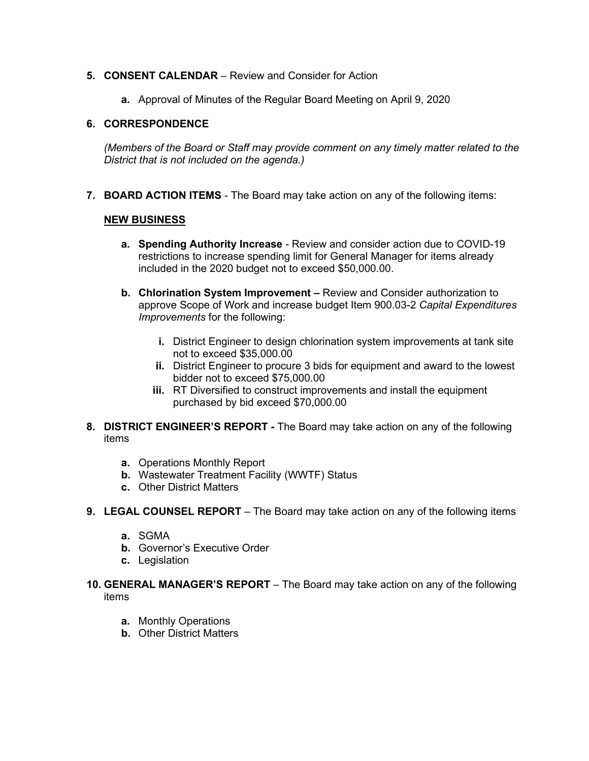5. **CONSENT CALENDAR** – Review and Consider for Action

    a. Approval of Minutes of the Regular Board Meeting on April 9, 2020

6. **CORRESPONDENCE**

    *(Members of the Board or Staff may provide comment on any timely matter related to the District that is not included on the agenda.)*

7. **BOARD ACTION ITEMS** - The Board may take action on any of the following items:

    **NEW BUSINESS**

    a. **Spending Authority Increase** - Review and consider action due to COVID-19 restrictions to increase spending limit for General Manager for items already included in the 2020 budget not to exceed $50,000.00.

    b. **Chlorination System Improvement –** Review and Consider authorization to approve Scope of Work and increase budget Item 900.03-2 *Capital Expenditures Improvements* for the following:

        i. District Engineer to design chlorination system improvements at tank site not to exceed $35,000.00
        ii. District Engineer to procure 3 bids for equipment and award to the lowest bidder not to exceed $75,000.00
        iii. RT Diversified to construct improvements and install the equipment purchased by bid exceed $70,000.00

8. **DISTRICT ENGINEER'S REPORT -** The Board may take action on any of the following items

    a. Operations Monthly Report
    b. Wastewater Treatment Facility (WWTF) Status
    c. Other District Matters

9. **LEGAL COUNSEL REPORT** – The Board may take action on any of the following items

    a. SGMA
    b. Governor's Executive Order
    c. Legislation

10. **GENERAL MANAGER'S REPORT** – The Board may take action on any of the following items

    a. Monthly Operations
    b. Other District Matters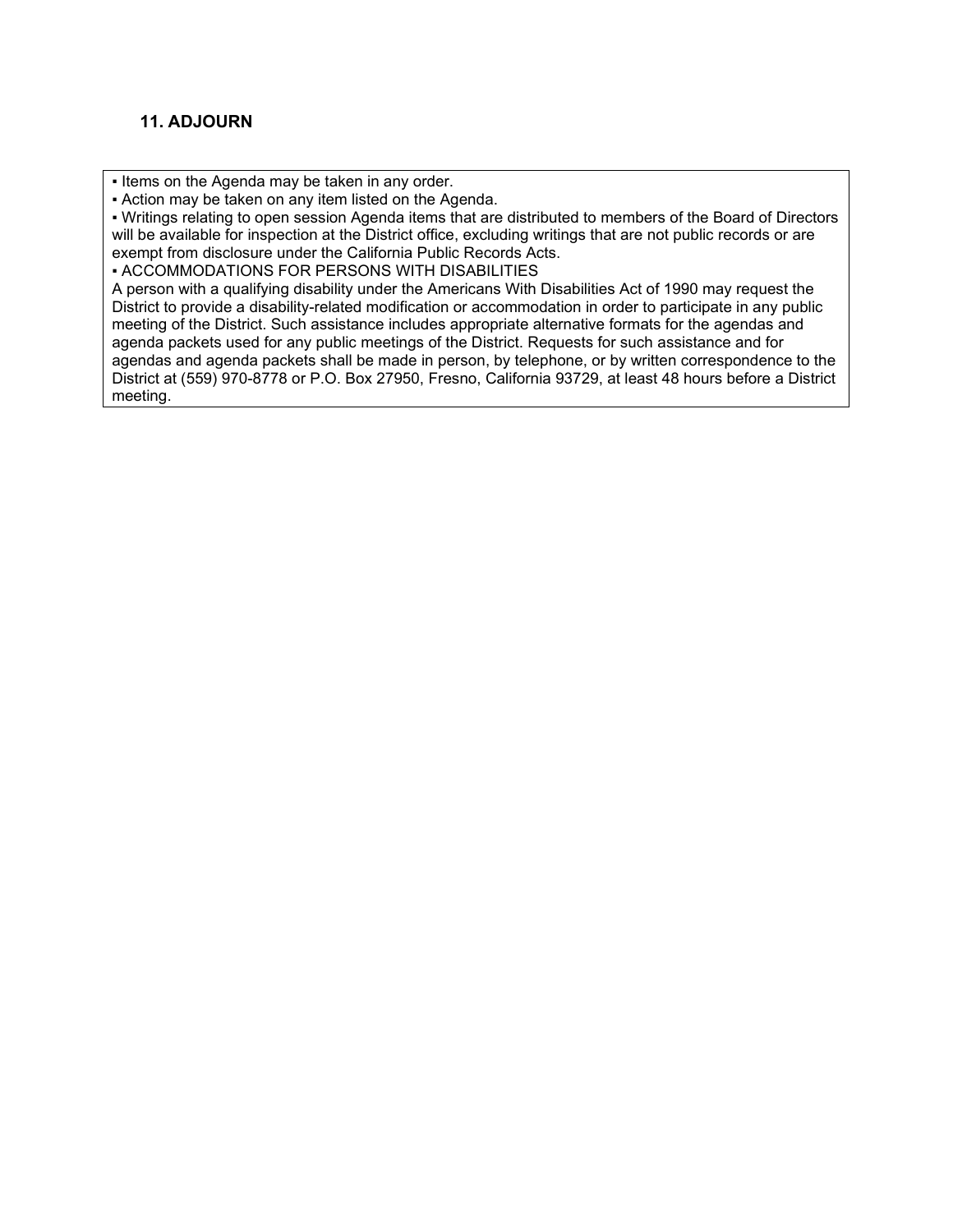### 11. ADJOURN

▪ Items on the Agenda may be taken in any order.
▪ Action may be taken on any item listed on the Agenda.
▪ Writings relating to open session Agenda items that are distributed to members of the Board of Directors will be available for inspection at the District office, excluding writings that are not public records or are exempt from disclosure under the California Public Records Acts.
▪ ACCOMMODATIONS FOR PERSONS WITH DISABILITIES
A person with a qualifying disability under the Americans With Disabilities Act of 1990 may request the District to provide a disability-related modification or accommodation in order to participate in any public meeting of the District. Such assistance includes appropriate alternative formats for the agendas and agenda packets used for any public meetings of the District. Requests for such assistance and for agendas and agenda packets shall be made in person, by telephone, or by written correspondence to the District at (559) 970-8778 or P.O. Box 27950, Fresno, California 93729, at least 48 hours before a District meeting.